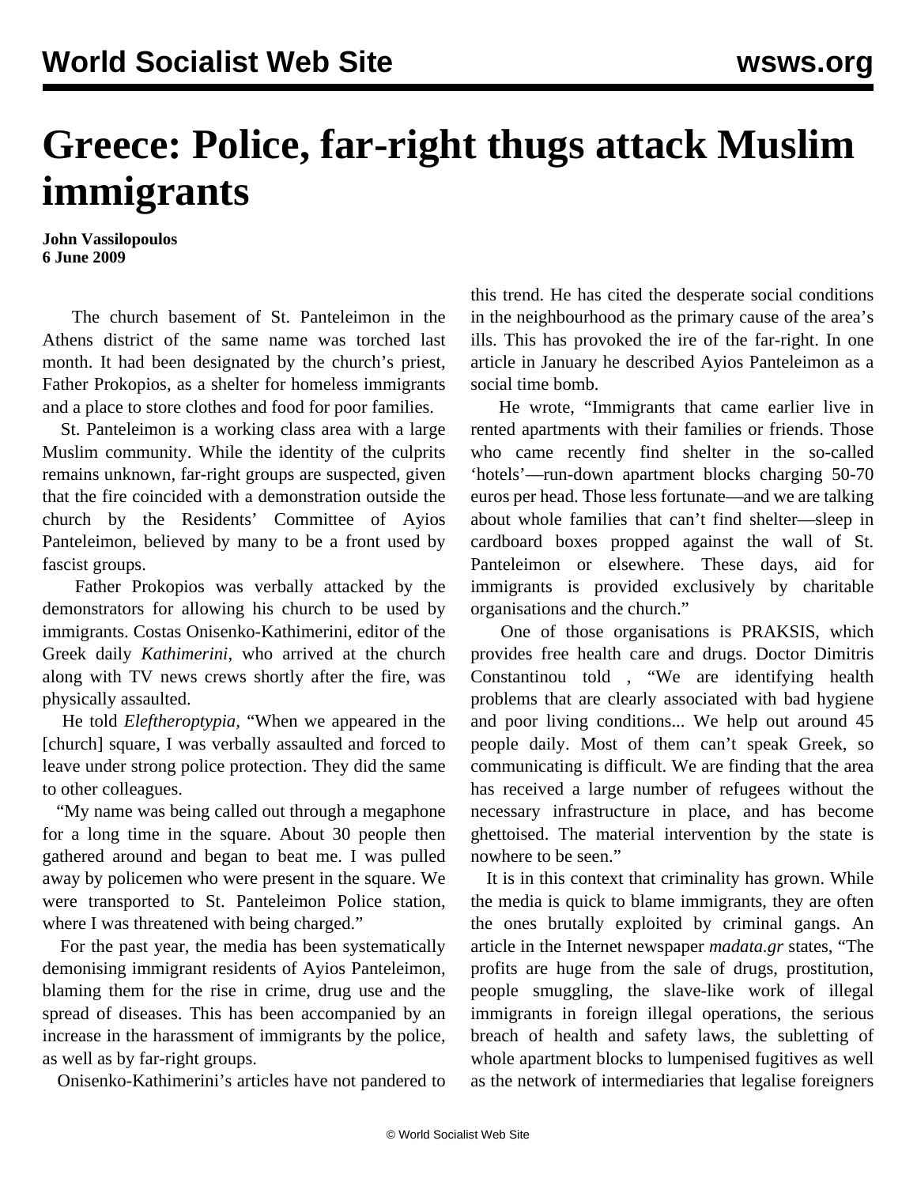# Greece: Police, far-right thugs attack Muslim immigrants

**John Vassilopoulos**
**6 June 2009**

The church basement of St. Panteleimon in the Athens district of the same name was torched last month. It had been designated by the church's priest, Father Prokopios, as a shelter for homeless immigrants and a place to store clothes and food for poor families.

St. Panteleimon is a working class area with a large Muslim community. While the identity of the culprits remains unknown, far-right groups are suspected, given that the fire coincided with a demonstration outside the church by the Residents' Committee of Ayios Panteleimon, believed by many to be a front used by fascist groups.

Father Prokopios was verbally attacked by the demonstrators for allowing his church to be used by immigrants. Costas Onisenko-Kathimerini, editor of the Greek daily *Kathimerini*, who arrived at the church along with TV news crews shortly after the fire, was physically assaulted.

He told *Eleftheroptypia*, "When we appeared in the [church] square, I was verbally assaulted and forced to leave under strong police protection. They did the same to other colleagues.

"My name was being called out through a megaphone for a long time in the square. About 30 people then gathered around and began to beat me. I was pulled away by policemen who were present in the square. We were transported to St. Panteleimon Police station, where I was threatened with being charged."

For the past year, the media has been systematically demonising immigrant residents of Ayios Panteleimon, blaming them for the rise in crime, drug use and the spread of diseases. This has been accompanied by an increase in the harassment of immigrants by the police, as well as by far-right groups.

Onisenko-Kathimerini's articles have not pandered to this trend. He has cited the desperate social conditions in the neighbourhood as the primary cause of the area's ills. This has provoked the ire of the far-right. In one article in January he described Ayios Panteleimon as a social time bomb.

He wrote, "Immigrants that came earlier live in rented apartments with their families or friends. Those who came recently find shelter in the so-called 'hotels'—run-down apartment blocks charging 50-70 euros per head. Those less fortunate—and we are talking about whole families that can't find shelter—sleep in cardboard boxes propped against the wall of St. Panteleimon or elsewhere. These days, aid for immigrants is provided exclusively by charitable organisations and the church."

One of those organisations is PRAKSIS, which provides free health care and drugs. Doctor Dimitris Constantinou told , "We are identifying health problems that are clearly associated with bad hygiene and poor living conditions... We help out around 45 people daily. Most of them can't speak Greek, so communicating is difficult. We are finding that the area has received a large number of refugees without the necessary infrastructure in place, and has become ghettoised. The material intervention by the state is nowhere to be seen."

It is in this context that criminality has grown. While the media is quick to blame immigrants, they are often the ones brutally exploited by criminal gangs. An article in the Internet newspaper *madata.gr* states, "The profits are huge from the sale of drugs, prostitution, people smuggling, the slave-like work of illegal immigrants in foreign illegal operations, the serious breach of health and safety laws, the subletting of whole apartment blocks to lumpenised fugitives as well as the network of intermediaries that legalise foreigners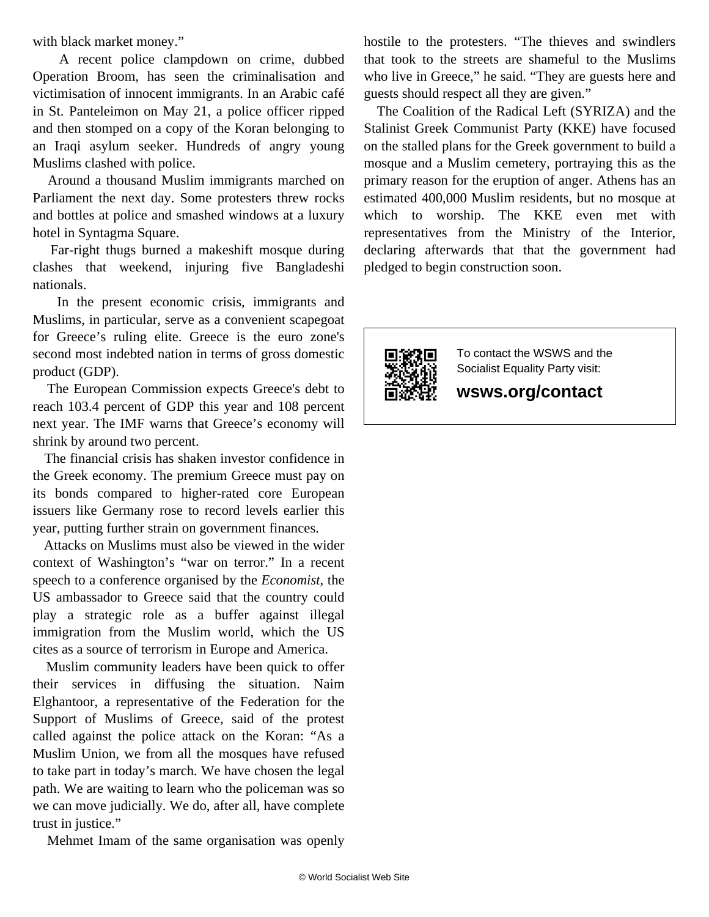with black market money."

A recent police clampdown on crime, dubbed Operation Broom, has seen the criminalisation and victimisation of innocent immigrants. In an Arabic café in St. Panteleimon on May 21, a police officer ripped and then stomped on a copy of the Koran belonging to an Iraqi asylum seeker. Hundreds of angry young Muslims clashed with police.

Around a thousand Muslim immigrants marched on Parliament the next day. Some protesters threw rocks and bottles at police and smashed windows at a luxury hotel in Syntagma Square.

Far-right thugs burned a makeshift mosque during clashes that weekend, injuring five Bangladeshi nationals.

In the present economic crisis, immigrants and Muslims, in particular, serve as a convenient scapegoat for Greece's ruling elite. Greece is the euro zone's second most indebted nation in terms of gross domestic product (GDP).

The European Commission expects Greece's debt to reach 103.4 percent of GDP this year and 108 percent next year. The IMF warns that Greece's economy will shrink by around two percent.

The financial crisis has shaken investor confidence in the Greek economy. The premium Greece must pay on its bonds compared to higher-rated core European issuers like Germany rose to record levels earlier this year, putting further strain on government finances.

Attacks on Muslims must also be viewed in the wider context of Washington's "war on terror." In a recent speech to a conference organised by the *Economist*, the US ambassador to Greece said that the country could play a strategic role as a buffer against illegal immigration from the Muslim world, which the US cites as a source of terrorism in Europe and America.

Muslim community leaders have been quick to offer their services in diffusing the situation. Naim Elghantoor, a representative of the Federation for the Support of Muslims of Greece, said of the protest called against the police attack on the Koran: "As a Muslim Union, we from all the mosques have refused to take part in today's march. We have chosen the legal path. We are waiting to learn who the policeman was so we can move judicially. We do, after all, have complete trust in justice."

Mehmet Imam of the same organisation was openly hostile to the protesters. "The thieves and swindlers that took to the streets are shameful to the Muslims who live in Greece," he said. "They are guests here and guests should respect all they are given."

The Coalition of the Radical Left (SYRIZA) and the Stalinist Greek Communist Party (KKE) have focused on the stalled plans for the Greek government to build a mosque and a Muslim cemetery, portraying this as the primary reason for the eruption of anger. Athens has an estimated 400,000 Muslim residents, but no mosque at which to worship. The KKE even met with representatives from the Ministry of the Interior, declaring afterwards that that the government had pledged to begin construction soon.

To contact the WSWS and the Socialist Equality Party visit:

**wsws.org/contact**